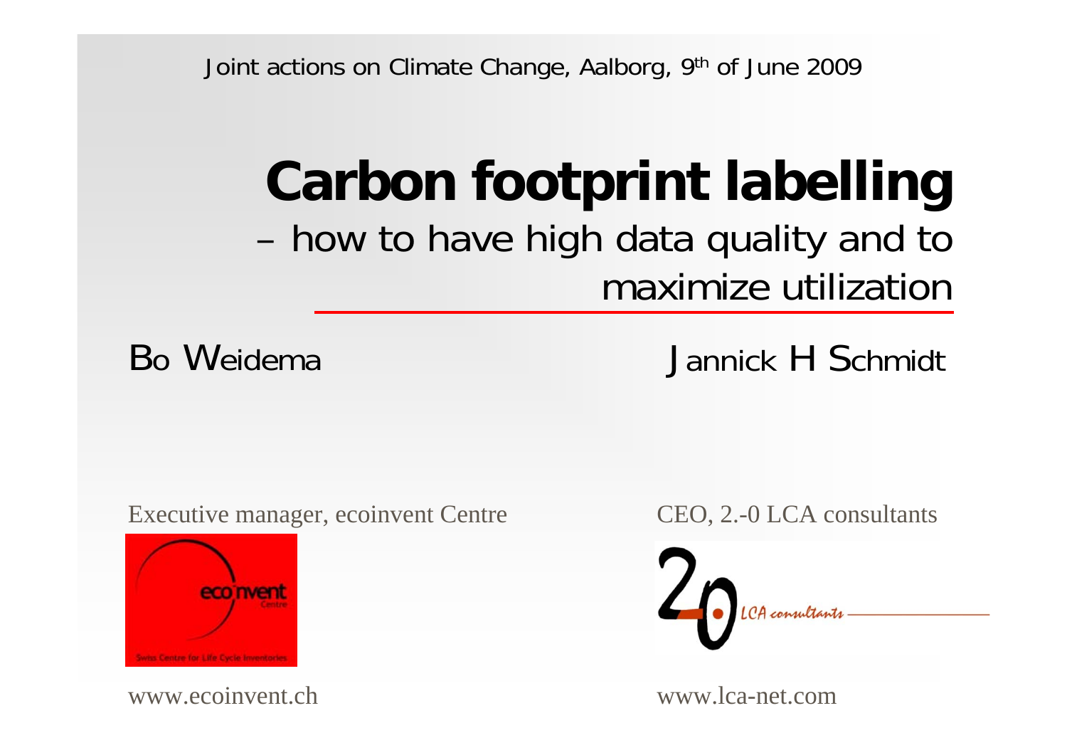Joint actions on Climate Change, Aalborg, 9th of June 2009

# Carbon footprint labelling

## – how to have high data quality and to maximize utilization

Bo Weidema

Executive manager, ecoinvent Centre

www.ecoinvent.ch

Jannick H Schmidt

CEO, 2.-0 LCA consultants

www.lca-net.com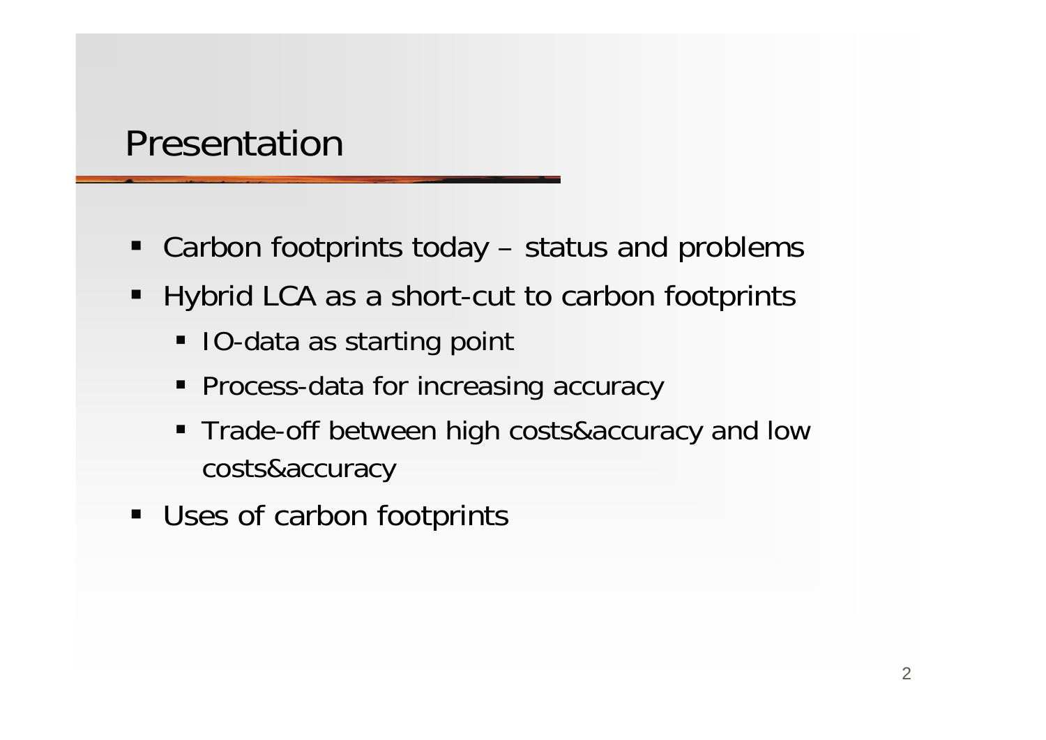# Presentation

- Carbon footprints today – status and problems
- Hybrid LCA as a short-cut to carbon footprints
  - IO-data as starting point
  - Process-data for increasing accuracy
  - Trade-off between high costs&accuracy and low costs&accuracy
- Uses of carbon footprints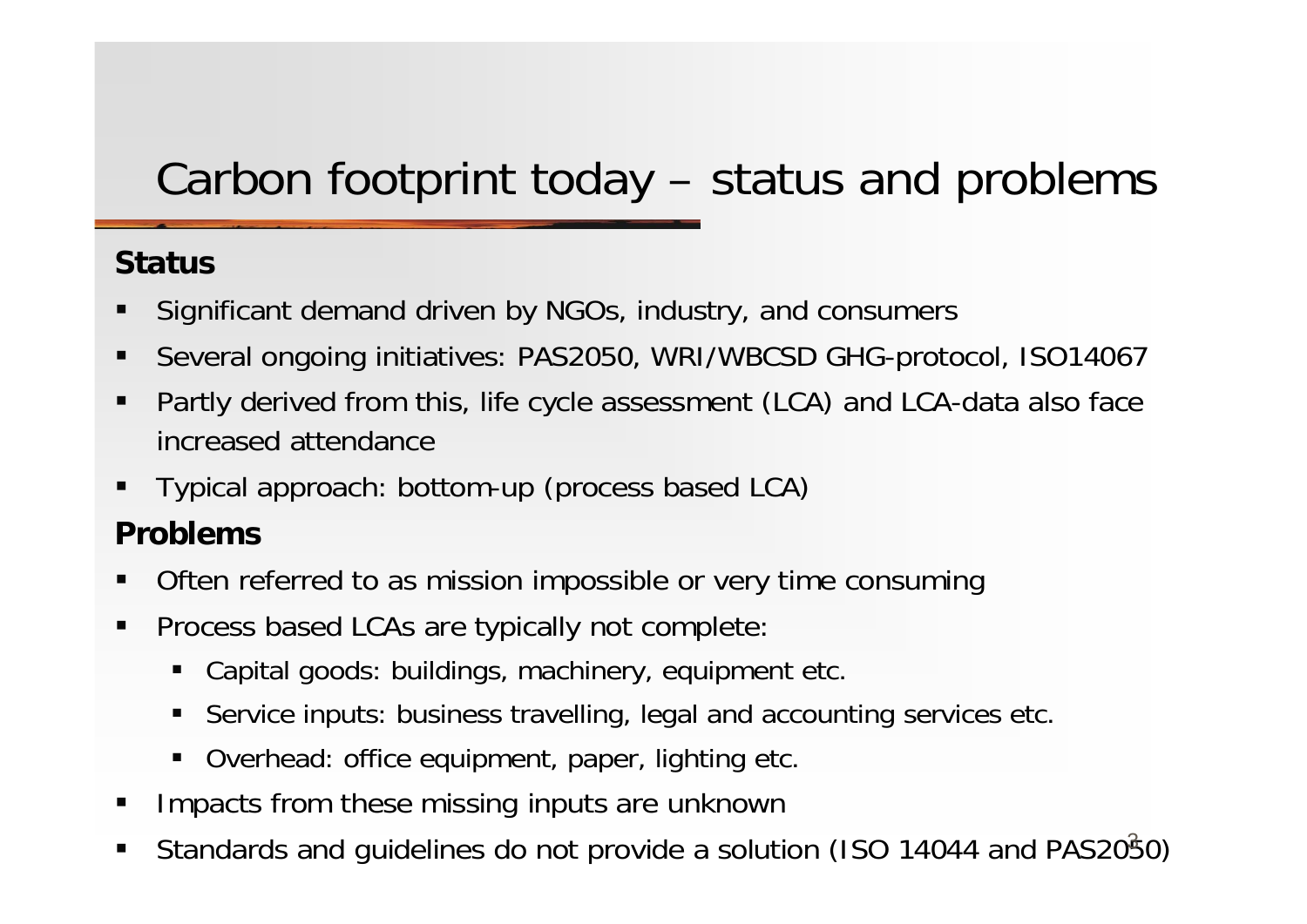# Carbon footprint today – status and problems

**Status**

- Significant demand driven by NGOs, industry, and consumers
- Several ongoing initiatives: PAS2050, WRI/WBCSD GHG-protocol, ISO14067
- Partly derived from this, life cycle assessment (LCA) and LCA-data also face increased attendance
- Typical approach: bottom-up (process based LCA)

**Problems**

- Often referred to as mission impossible or very time consuming
- Process based LCAs are typically not complete:
  - Capital goods: buildings, machinery, equipment etc.
  - Service inputs: business travelling, legal and accounting services etc.
  - Overhead: office equipment, paper, lighting etc.
- Impacts from these missing inputs are unknown
- Standards and guidelines do not provide a solution (ISO 14044 and PAS2050)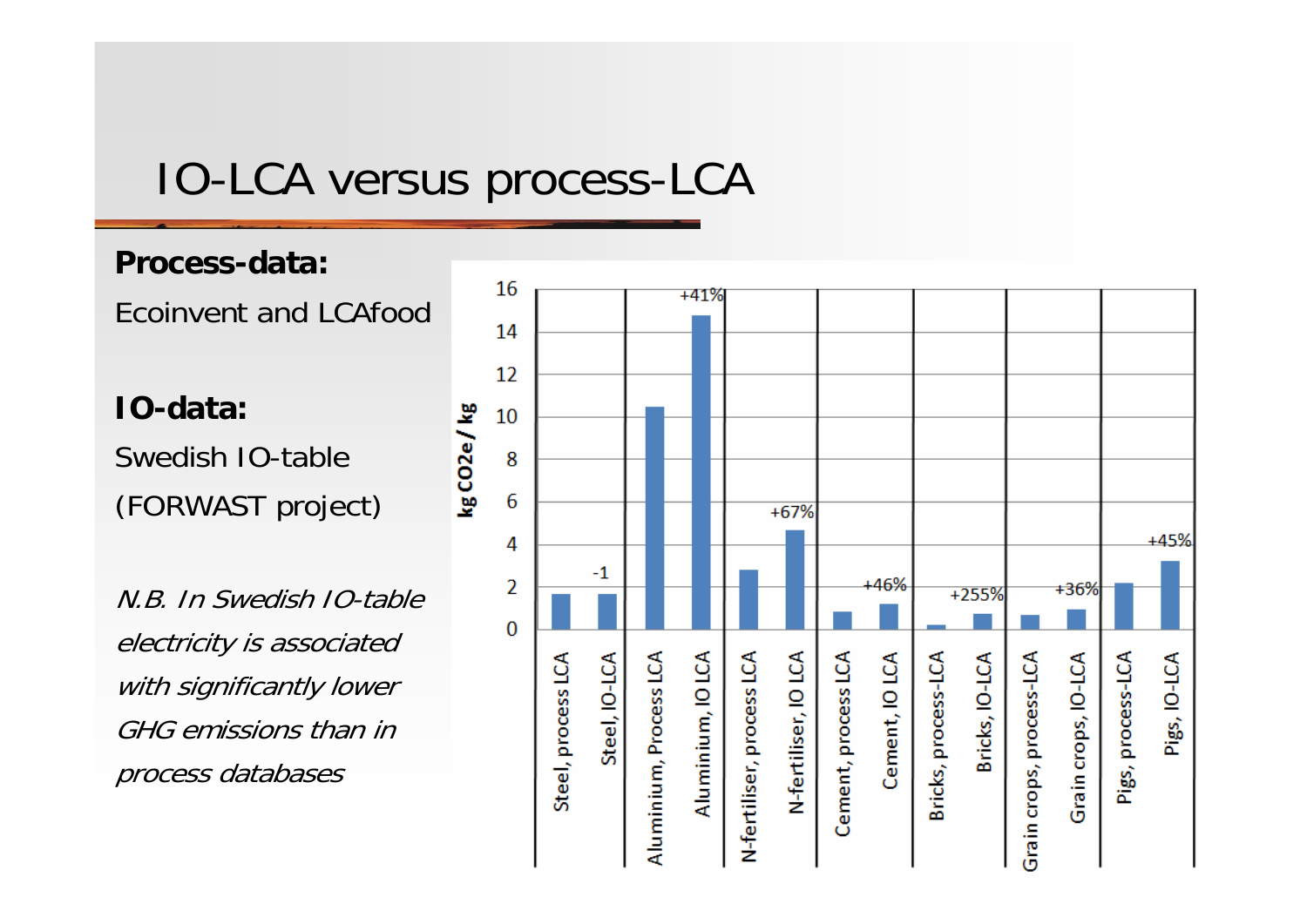# IO-LCA versus process-LCA

**Process-data:**

Ecoinvent and LCAfood

**IO-data:**

Swedish IO-table

(FORWAST project)

*N.B. In Swedish IO-table electricity is associated with significantly lower GHG emissions than in process databases*

| Product | Process LCA (kg CO2e / kg) | IO-LCA (kg CO2e / kg) | Difference |
|---|---|---|---|
| Steel | ~1.7 | ~1.7 | -1 |
| Aluminium | ~10.5 | ~14.8 | +41% |
| N-fertiliser | ~2.8 | ~4.7 | +67% |
| Cement | ~0.85 | ~1.2 | +46% |
| Bricks | ~0.2 | ~0.75 | +255% |
| Grain crops | ~0.7 | ~0.95 | +36% |
| Pigs | ~2.2 | ~3.2 | +45% |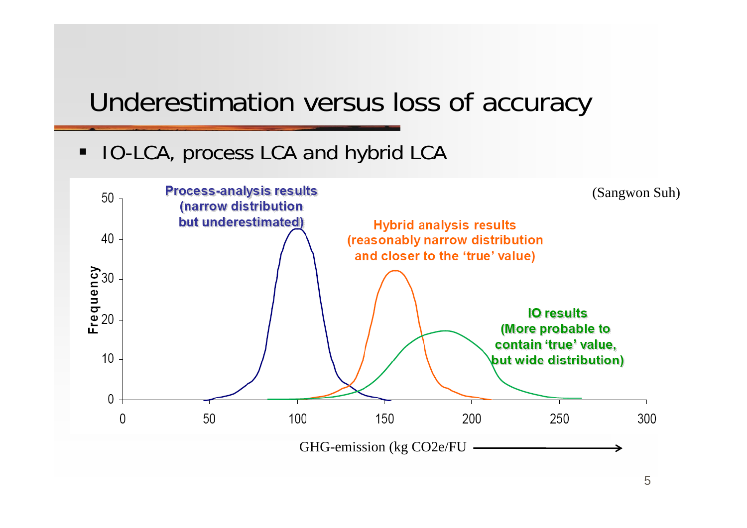# Underestimation versus loss of accuracy

- IO-LCA, process LCA and hybrid LCA

(Sangwon Suh)

**Process-analysis results (narrow distribution but underestimated)**

**Hybrid analysis results (reasonably narrow distribution and closer to the 'true' value)**

**IO results (More probable to contain 'true' value, but wide distribution)**

Frequency

GHG-emission (kg CO2e/FU →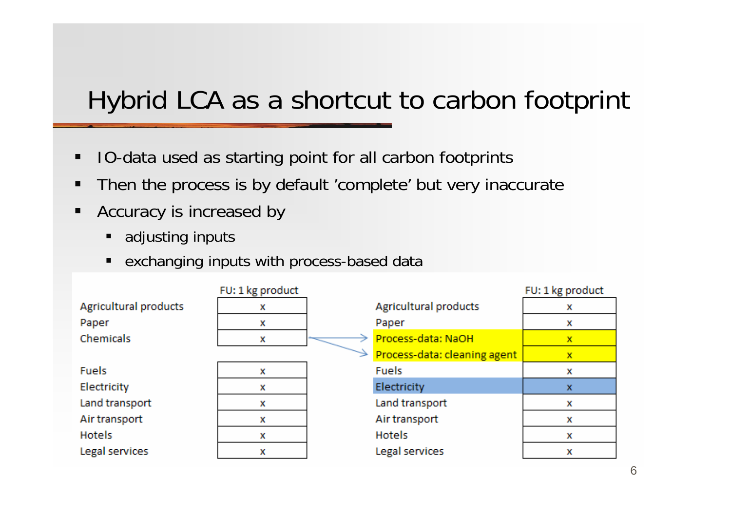# Hybrid LCA as a shortcut to carbon footprint

- IO-data used as starting point for all carbon footprints
- Then the process is by default 'complete' but very inaccurate
- Accuracy is increased by
  - adjusting inputs
  - exchanging inputs with process-based data

| | FU: 1 kg product |
|---|---|
| Agricultural products | x |
| Paper | x |
| Chemicals | x |
| Fuels | x |
| Electricity | x |
| Land transport | x |
| Air transport | x |
| Hotels | x |
| Legal services | x |

| | FU: 1 kg product |
|---|---|
| Agricultural products | x |
| Paper | x |
| Process-data: NaOH | x |
| Process-data: cleaning agent | x |
| Fuels | x |
| Electricity | x |
| Land transport | x |
| Air transport | x |
| Hotels | x |
| Legal services | x |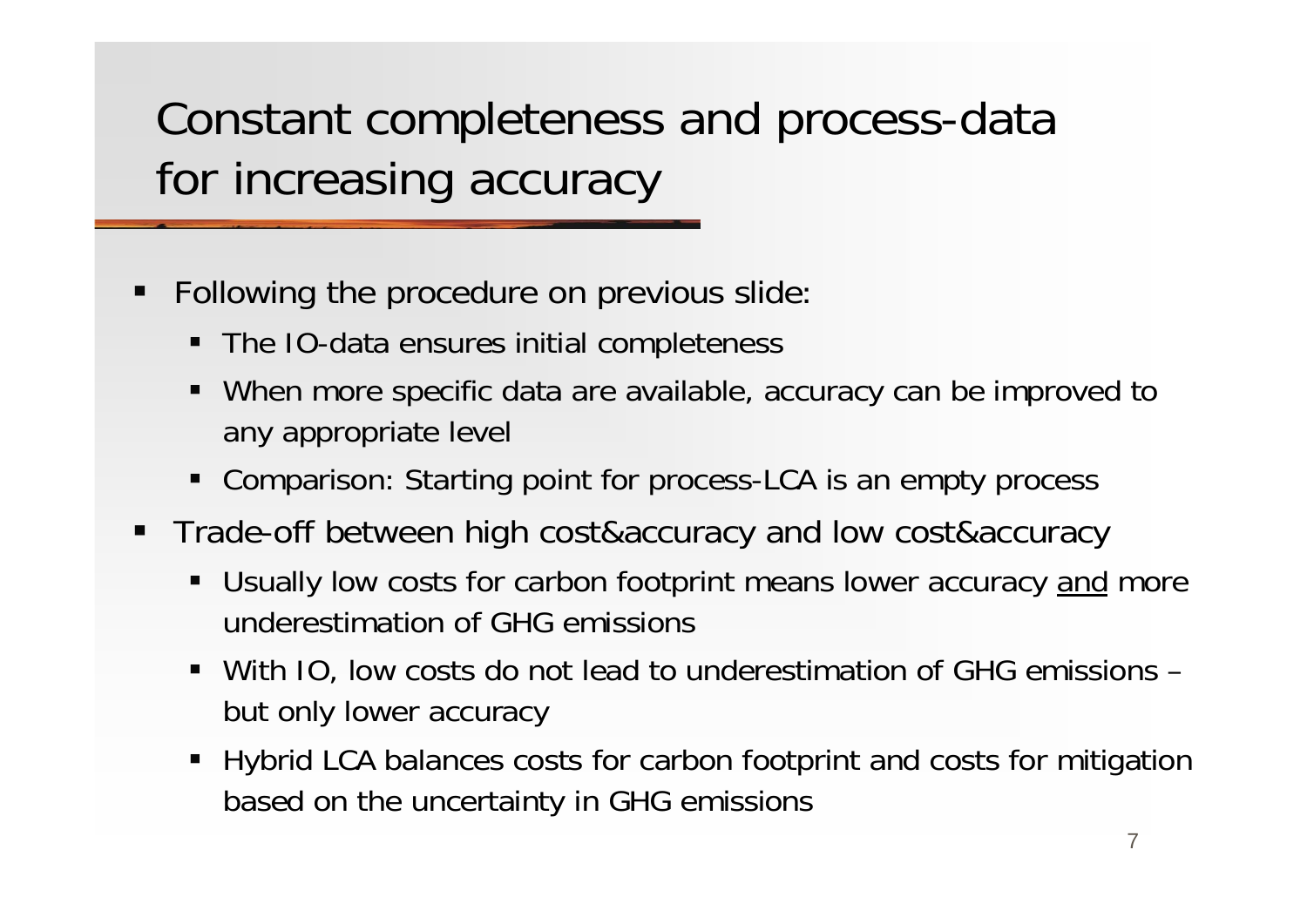# Constant completeness and process-data for increasing accuracy

- Following the procedure on previous slide:
  - The IO-data ensures initial completeness
  - When more specific data are available, accuracy can be improved to any appropriate level
  - Comparison: Starting point for process-LCA is an empty process
- Trade-off between high cost&accuracy and low cost&accuracy
  - Usually low costs for carbon footprint means lower accuracy and more underestimation of GHG emissions
  - With IO, low costs do not lead to underestimation of GHG emissions – but only lower accuracy
  - Hybrid LCA balances costs for carbon footprint and costs for mitigation based on the uncertainty in GHG emissions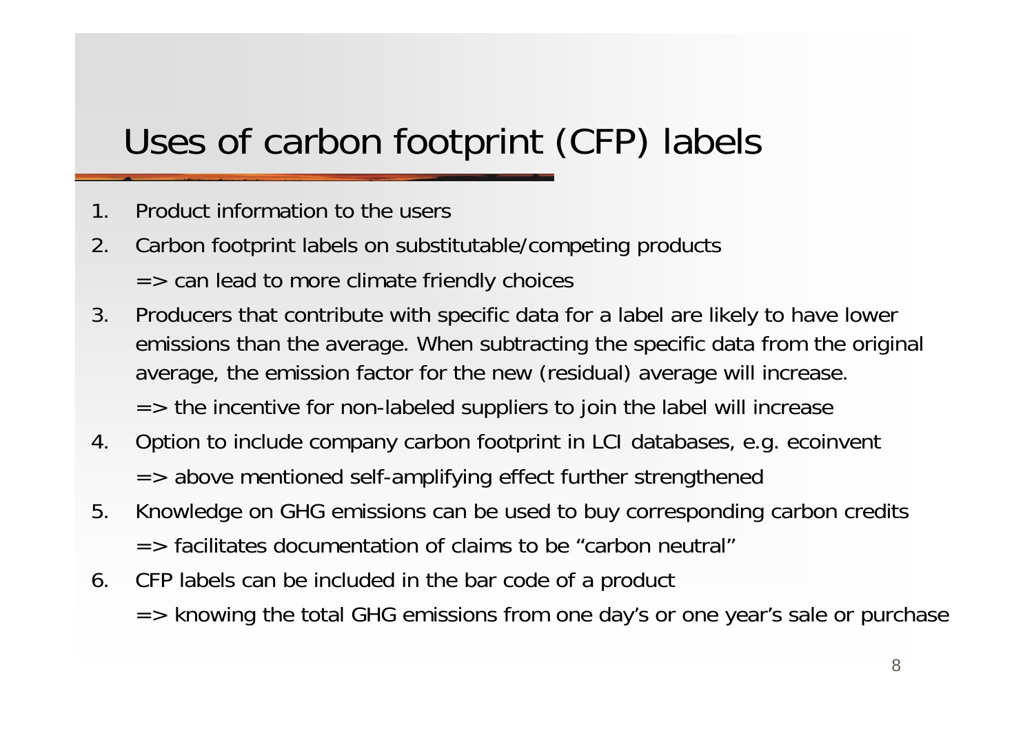# Uses of carbon footprint (CFP) labels

1. Product information to the users
2. Carbon footprint labels on substitutable/competing products

   => can lead to more climate friendly choices
3. Producers that contribute with specific data for a label are likely to have lower emissions than the average. When subtracting the specific data from the original average, the emission factor for the new (residual) average will increase.

   => the incentive for non-labeled suppliers to join the label will increase
4. Option to include company carbon footprint in LCI databases, e.g. ecoinvent

   => above mentioned self-amplifying effect further strengthened
5. Knowledge on GHG emissions can be used to buy corresponding carbon credits

   => facilitates documentation of claims to be "carbon neutral"
6. CFP labels can be included in the bar code of a product

   => knowing the total GHG emissions from one day's or one year's sale or purchase